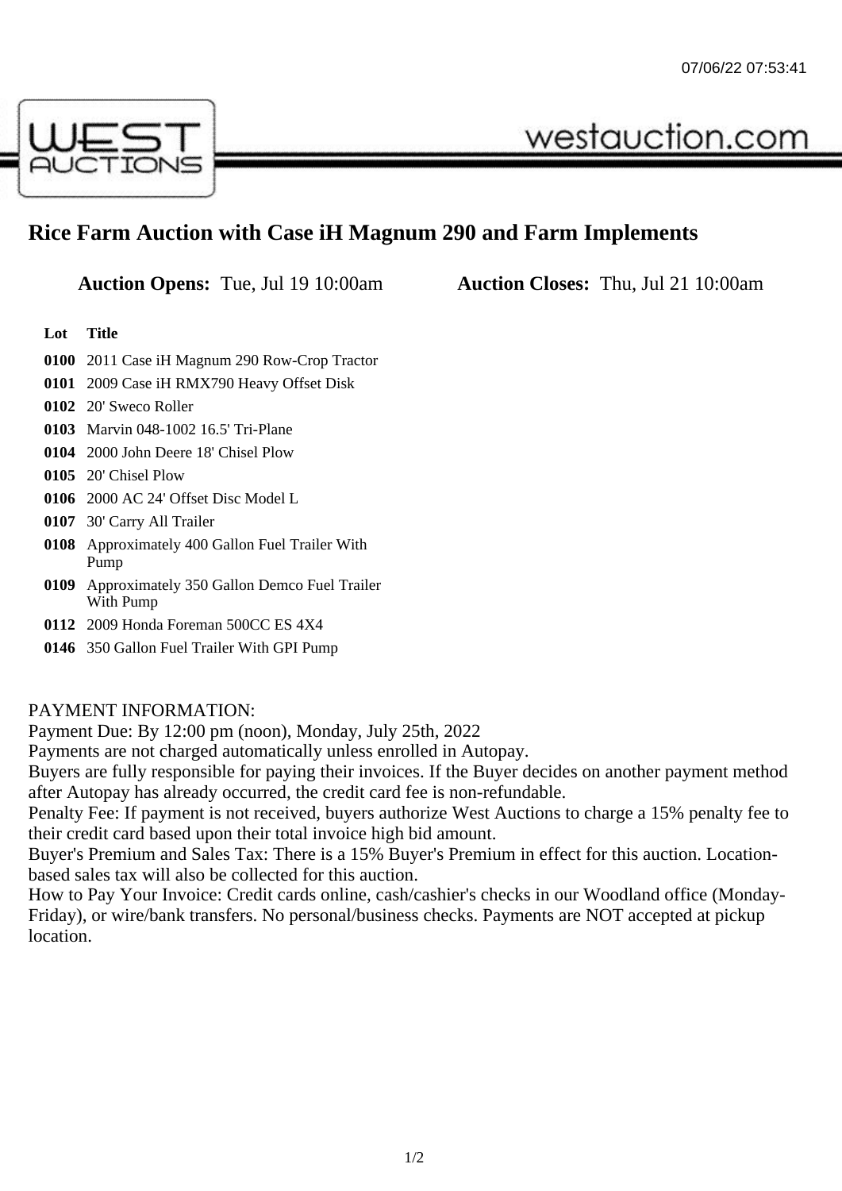# Rice Farm Auction with Case iH Magnum 290 and Farm Implements

**Auction Opens:** Tue, Jul 19 10:00am **Auction Closes:** Thu, Jul 21 10:00am

| Lot | Title |
| --- | --- |
| 0100 | 2011 Case iH Magnum 290 Row-Crop Tractor |
| 0101 | 2009 Case iH RMX790 Heavy Offset Disk |
| 0102 | 20' Sweco Roller |
| 0103 | Marvin 048-1002 16.5' Tri-Plane |
| 0104 | 2000 John Deere 18' Chisel Plow |
| 0105 | 20' Chisel Plow |
| 0106 | 2000 AC 24' Offset Disc Model L |
| 0107 | 30' Carry All Trailer |
| 0108 | Approximately 400 Gallon Fuel Trailer With Pump |
| 0109 | Approximately 350 Gallon Demco Fuel Trailer With Pump |
| 0112 | 2009 Honda Foreman 500CC ES 4X4 |
| 0146 | 350 Gallon Fuel Trailer With GPI Pump |

PAYMENT INFORMATION:
Payment Due: By 12:00 pm (noon), Monday, July 25th, 2022
Payments are not charged automatically unless enrolled in Autopay.
Buyers are fully responsible for paying their invoices. If the Buyer decides on another payment method after Autopay has already occurred, the credit card fee is non-refundable.
Penalty Fee: If payment is not received, buyers authorize West Auctions to charge a 15% penalty fee to their credit card based upon their total invoice high bid amount.
Buyer's Premium and Sales Tax: There is a 15% Buyer's Premium in effect for this auction. Location-based sales tax will also be collected for this auction.
How to Pay Your Invoice: Credit cards online, cash/cashier's checks in our Woodland office (Monday-Friday), or wire/bank transfers. No personal/business checks. Payments are NOT accepted at pickup location.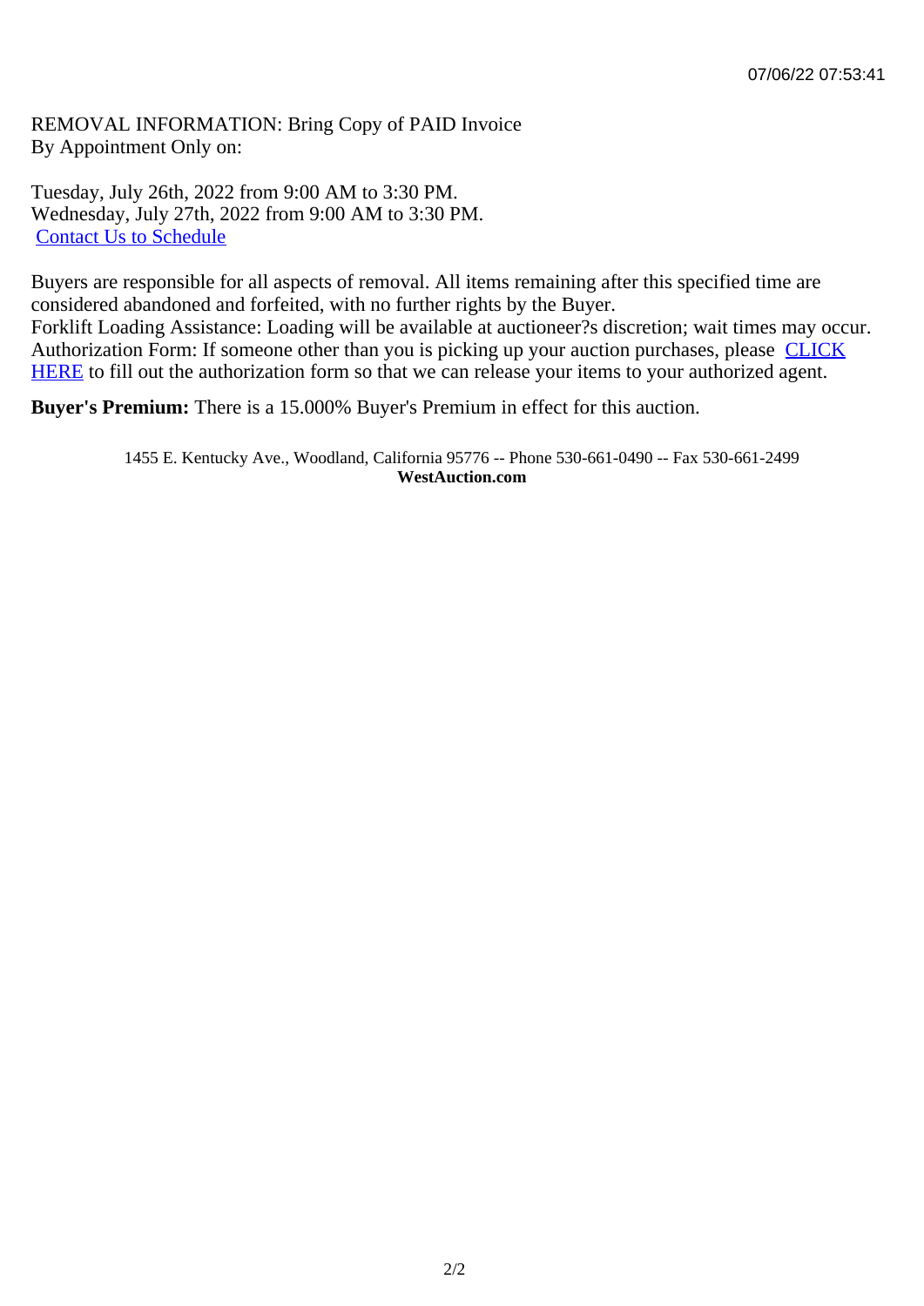REMOVAL INFORMATION: Bring Copy of PAID Invoice
By Appointment Only on:

Tuesday, July 26th, 2022 from 9:00 AM to 3:30 PM.
Wednesday, July 27th, 2022 from 9:00 AM to 3:30 PM.
Contact Us to Schedule

Buyers are responsible for all aspects of removal. All items remaining after this specified time are considered abandoned and forfeited, with no further rights by the Buyer.
Forklift Loading Assistance: Loading will be available at auctioneer?s discretion; wait times may occur.
Authorization Form: If someone other than you is picking up your auction purchases, please CLICK HERE to fill out the authorization form so that we can release your items to your authorized agent.

**Buyer's Premium:** There is a 15.000% Buyer's Premium in effect for this auction.

1455 E. Kentucky Ave., Woodland, California 95776 -- Phone 530-661-0490 -- Fax 530-661-2499
**WestAuction.com**